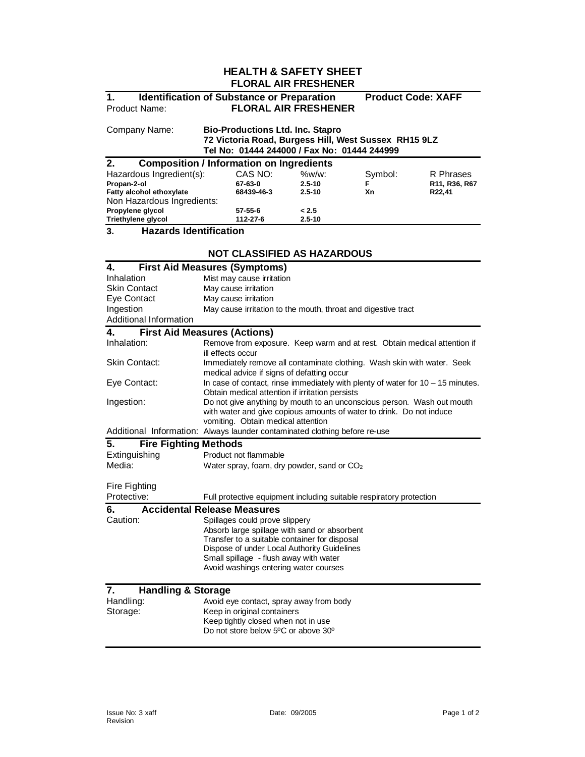# HEALTH & SAFETY SHEET
## FLORAL AIR FRESHENER

## 1. Identification of Substance or Preparation — Product Code: XAFF

Product Name: **FLORAL AIR FRESHENER**

Company Name: **Bio-Productions Ltd. Inc. Stapro**
**72 Victoria Road, Burgess Hill, West Sussex RH15 9LZ**
**Tel No: 01444 244000 / Fax No: 01444 244999**

## 2. Composition / Information on Ingredients

| Hazardous Ingredient(s): | CAS NO: | %w/w: | Symbol: | R Phrases |
|---|---|---|---|---|
| **Propan-2-ol** | **67-63-0** | **2.5-10** | **F** | **R11, R36, R67** |
| **Fatty alcohol ethoxylate** | **68439-46-3** | **2.5-10** | **Xn** | **R22,41** |
| Non Hazardous Ingredients: | | | | |
| **Propylene glycol** | **57-55-6** | **< 2.5** | | |
| **Triethylene glycol** | **112-27-6** | **2.5-10** | | |

## 3. Hazards Identification

**NOT CLASSIFIED AS HAZARDOUS**

## 4. First Aid Measures (Symptoms)

| | |
|---|---|
| Inhalation | Mist may cause irritation |
| Skin Contact | May cause irritation |
| Eye Contact | May cause irritation |
| Ingestion | May cause irritation to the mouth, throat and digestive tract |
| Additional Information | |

## 4. First Aid Measures (Actions)

| | |
|---|---|
| Inhalation: | Remove from exposure. Keep warm and at rest. Obtain medical attention if ill effects occur |
| Skin Contact: | Immediately remove all contaminate clothing. Wash skin with water. Seek medical advice if signs of defatting occur |
| Eye Contact: | In case of contact, rinse immediately with plenty of water for 10 – 15 minutes. Obtain medical attention if irritation persists |
| Ingestion: | Do not give anything by mouth to an unconscious person. Wash out mouth with water and give copious amounts of water to drink. Do not induce vomiting. Obtain medical attention |
| Additional Information: | Always launder contaminated clothing before re-use |

## 5. Fire Fighting Methods

| | |
|---|---|
| Extinguishing Media: | Product not flammable<br>Water spray, foam, dry powder, sand or $CO_2$ |
| Fire Fighting Protective: | Full protective equipment including suitable respiratory protection |

## 6. Accidental Release Measures

Caution:
- Spillages could prove slippery
- Absorb large spillage with sand or absorbent
- Transfer to a suitable container for disposal
- Dispose of under Local Authority Guidelines
- Small spillage - flush away with water
- Avoid washings entering water courses

## 7. Handling & Storage

Handling: Avoid eye contact, spray away from body

Storage:
- Keep in original containers
- Keep tightly closed when not in use
- Do not store below 5ºC or above 30º

Issue No: 3 xaff Revision — Date: 09/2005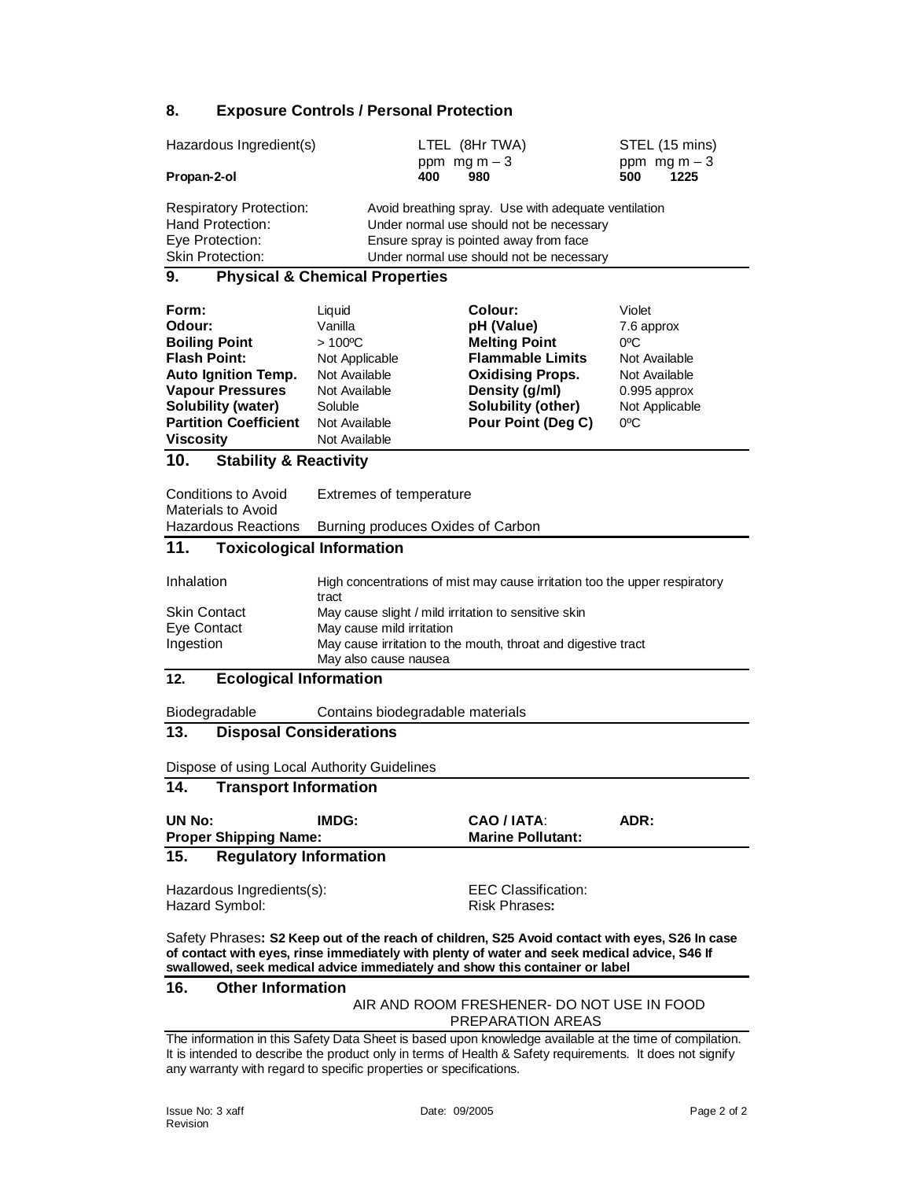## 8. Exposure Controls / Personal Protection

| Hazardous Ingredient(s) | LTEL (8Hr TWA) ppm | mg m – 3 | STEL (15 mins) ppm | mg m – 3 |
|---|---|---|---|---|
| **Propan-2-ol** | **400** | **980** | **500** | **1225** |

| | |
|---|---|
| Respiratory Protection: | Avoid breathing spray. Use with adequate ventilation |
| Hand Protection: | Under normal use should not be necessary |
| Eye Protection: | Ensure spray is pointed away from face |
| Skin Protection: | Under normal use should not be necessary |

## 9. Physical & Chemical Properties

| | | | |
|---|---|---|---|
| **Form:** | Liquid | **Colour:** | Violet |
| **Odour:** | Vanilla | **pH (Value)** | 7.6 approx |
| **Boiling Point** | > 100ºC | **Melting Point** | 0ºC |
| **Flash Point:** | Not Applicable | **Flammable Limits** | Not Available |
| **Auto Ignition Temp.** | Not Available | **Oxidising Props.** | Not Available |
| **Vapour Pressures** | Not Available | **Density (g/ml)** | 0.995 approx |
| **Solubility (water)** | Soluble | **Solubility (other)** | Not Applicable |
| **Partition Coefficient** | Not Available | **Pour Point (Deg C)** | 0ºC |
| **Viscosity** | Not Available | | |

## 10. Stability & Reactivity

| | |
|---|---|
| Conditions to Avoid | Extremes of temperature |
| Materials to Avoid | |
| Hazardous Reactions | Burning produces Oxides of Carbon |

## 11. Toxicological Information

| | |
|---|---|
| Inhalation | High concentrations of mist may cause irritation too the upper respiratory tract |
| Skin Contact | May cause slight / mild irritation to sensitive skin |
| Eye Contact | May cause mild irritation |
| Ingestion | May cause irritation to the mouth, throat and digestive tract<br>May also cause nausea |

## 12. Ecological Information

Biodegradable — Contains biodegradable materials

## 13. Disposal Considerations

Dispose of using Local Authority Guidelines

## 14. Transport Information

| | | | |
|---|---|---|---|
| **UN No:** | **IMDG:** | **CAO / IATA**: | **ADR:** |
| **Proper Shipping Name:** | | **Marine Pollutant:** | |

## 15. Regulatory Information

| | |
|---|---|
| Hazardous Ingredients(s): | EEC Classification: |
| Hazard Symbol: | Risk Phrases**:** |

Safety Phrases**: S2 Keep out of the reach of children, S25 Avoid contact with eyes, S26 In case of contact with eyes, rinse immediately with plenty of water and seek medical advice, S46 If swallowed, seek medical advice immediately and show this container or label**

## 16. Other Information

AIR AND ROOM FRESHENER- DO NOT USE IN FOOD PREPARATION AREAS

The information in this Safety Data Sheet is based upon knowledge available at the time of compilation. It is intended to describe the product only in terms of Health & Safety requirements. It does not signify any warranty with regard to specific properties or specifications.

Issue No: 3 xaff Revision | Date: 09/2005